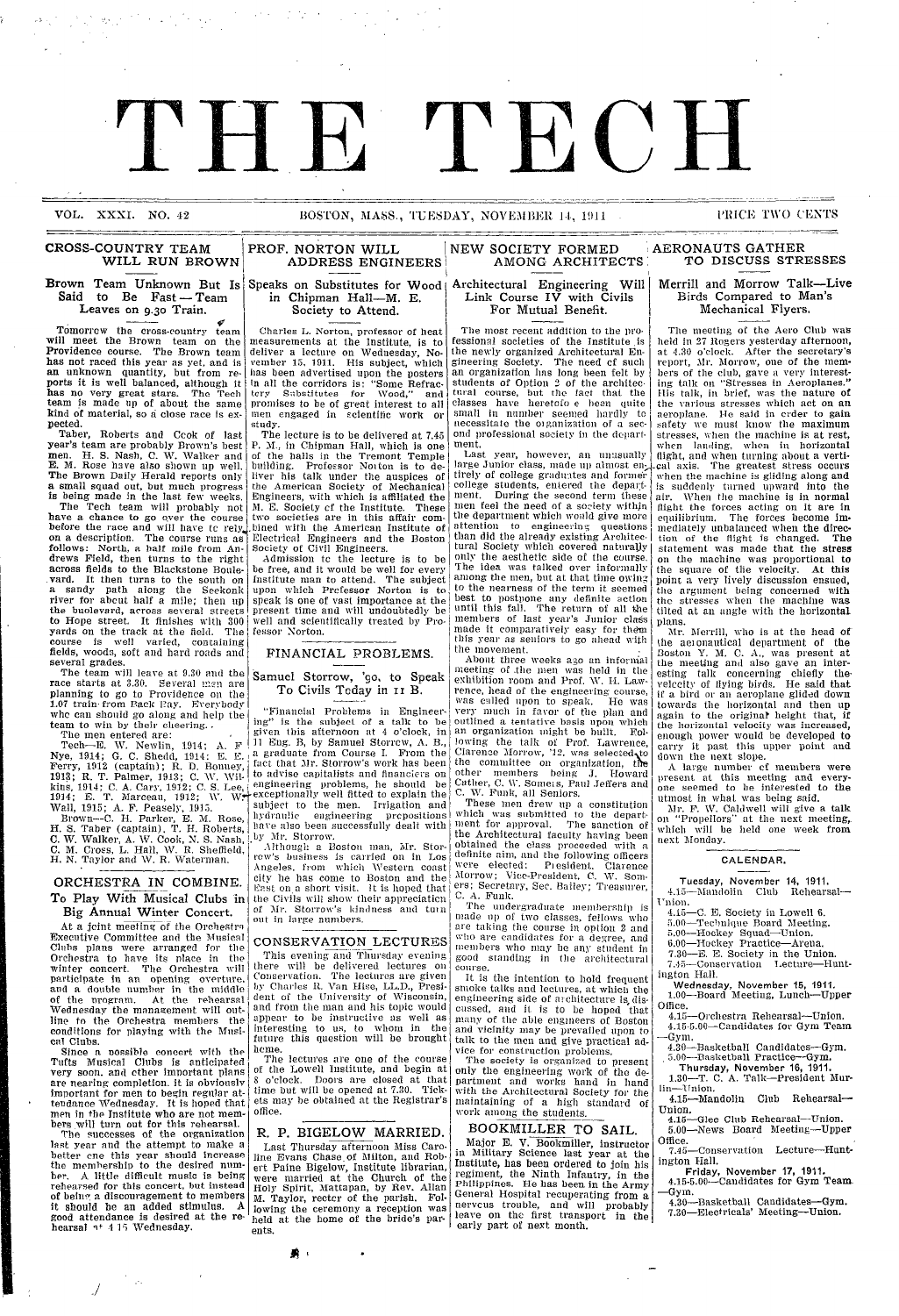# THE TECH

VOL. XXXI. NO. 42 BOSTON, MASS., TUESDAY, NOVEMBER 14, 1911 PRICE TWO CENTS

## CROSS-COUNTRY TEAM WILL RUN BROWN

### Brown Team Unknown But Is Said to Be Fast—Team Leaves on 9.30 Train.

Tomorrow the cross-country team will meet the Brown team on the Providence course. The Brown team has not raced this year as yet, and is an unknown quantity, but from reports it is well balanced, although it has no very great stars. The Tech team is made up of about the same kind of material, so a close race is expected.

Taber, Roberts and Cook of last year's team are probably Brown's best men. H. S. Nash, C. W. Walker and E. M. Rose have also shown up well. The Brown Daily Herald reports only a small squad out, but much progress is being made in the last few weeks.

The Tech team will probably not have a chance to go over the course before the race and will have to rely on a description. The course runs as follows: North, a half mile from Andrews Field, then turns to the right across fields to the Blackstone Boulevard. It then turns to the south on a sandy path along the Seekonk river for about half a mile; then up the boulevard, across several streets to Hope street. It finishes with 300 yards on the track at the field. The course is well varied, containing fields, woods, soft and hard roads and several grades.

The team will leave at 9.30 and the race starts at 3.30. Several men are planning to go to Providence on the 1.07 train from Back Bay. Everybody who can should go along and help the team to win by their cheering.

The men entered are:

Tech—E. W. Newlin, 1914; A. F. Nye, 1914; G. C. Shedd, 1914; E. E. Ferry, 1912 (captain); R. D. Bonney, 1913; R. T. Palmer, 1913; C. W. Wilkins, 1914; C. A. Cary, 1912; C. S. Lee, 1914; E. T. Marceau, 1912; W. W. Wall, 1915; A. F. Peasely, 1915.

Brown—C. H. Parker, E. M. Rose, H. S. Taber (captain), T. H. Roberts, C. W. Walker, A. W. Cook, N. S. Nash, C. M. Cross, L. Hall, W. R. Sheffield, H. N. Taylor and W. R. Waterman.

## ORCHESTRA IN COMBINE.

### To Play With Musical Clubs in Big Annual Winter Concert.

At a joint meeting of the Orchestra Executive Committee and the Musical Clubs plans were arranged for the Orchestra to have its place in the winter concert. The Orchestra will participate in an opening overture, and a double number in the middle of the program. At the rehearsal Wednesday the management will outline to the Orchestra members the conditions for playing with the Musical Clubs.

Since a possible concert with the Tufts Musical Clubs is anticipated very soon, and other important plans are nearing completion, it is obviously important for men to begin regular attendance Wednesday. It is hoped that men in the Institute who are not members will turn out for this rehearsal.

The successes of the organization last year and the attempt to make a better one this year should increase the membership to the desired number. A little difficult music is being rehearsed for this concert, but instead of being a discouragement to members it should be an added stimulus. A good attendance is desired at the rehearsal at 4.15 Wednesday.

## PROF. NORTON WILL ADDRESS ENGINEERS

### Speaks on Substitutes for Wood in Chipman Hall—M. E. Society to Attend.

Charles L. Norton, professor of heat measurements at the Institute, is to deliver a lecture on Wednesday, November 15, 1911. His subject, which has been advertised upon the posters in all the corridors is: "Some Refractory Substitutes for Wood," and promises to be of great interest to all men engaged in scientific work or study.

The lecture is to be delivered at 7.45 P. M., in Chipman Hall, which is one of the halls in the Tremont Temple building. Professor Norton is to deliver his talk under the auspices of the American Society of Mechanical Engineers, with which is affiliated the M. E. Society of the Institute. These two societies are in this affair combined with the American Institute of Electrical Engineers and the Boston Society of Civil Engineers.

Admission to the lecture is to be free, and it would be well for every Institute man to attend. The subject upon which Professor Norton is to speak is one of vast importance at the present time and will undoubtedly be well and scientifically treated by Professor Norton.

## FINANCIAL PROBLEMS.

### Samuel Storrow, '90, to Speak To Civils Today in 11 B.

"Financial Problems in Engineering" is the subject of a talk to be given this afternoon at 4 o'clock, in 11 Eng. B, by Samuel Storrow, A. B., a graduate from Course I. From the fact that Mr. Storrow's work has been to advise capitalists and financiers on engineering problems, he should be exceptionally well fitted to explain the subject to the men. Irrigation and hydraulic engineering propositions have also been successfully dealt with by Mr. Storrow.

Although a Boston man, Mr. Storrow's business is carried on in Los Angeles, from which Western coast city he has come to Boston and the East on a short visit. It is hoped that the Civils will show their appreciation of Mr. Storrow's kindness and turn out in large numbers.

## CONSERVATION LECTURES

This evening and Thursday evening there will be delivered lectures on Conservation. The lectures are given by Charles R. Van Hise, LL.D., President of the University of Wisconsin, and from the man and his topic would appear to be instructive as well as interesting to us, to whom in the future this question will be brought home.

The lectures are one of the course of the Lowell Institute, and begin at 8 o'clock. Doors are closed at that time but will be opened at 7.30. Tickets may be obtained at the Registrar's office.

## R. P. BIGELOW MARRIED.

Last Thursday afternoon Miss Caroline Evans Chase of Milton, and Robert Paine Bigelow, Institute librarian, were married at the Church of the Holy Spirit, Mattapan, by Rev. Allan M. Taylor, rector of the parish. Following the ceremony a reception was held at the home of the bride's parents.

## NEW SOCIETY FORMED AMONG ARCHITECTS

### Architectural Engineering Will Link Course IV with Civils For Mutual Benefit.

The most recent addition to the professional societies of the Institute is the newly organized Architectural Engineering Society. The need of such an organization has long been felt by students of Option 2 of the architectural course, but the fact that the classes have heretofore been quite small in number seemed hardly to necessitate the organization of a second professional society in the department.

Last year, however, an unusually large Junior class, made up almost entirely of college graduates and former college students, entered the department. During the second term these men feel the need of a society within the department which would give more attention to engineering questions than did the already existing Architectural Society which covered naturally only the aesthetic side of the course. The idea was talked over informally among the men, but at that time owing to the nearness of the term it seemed best to postpone any definite action until this fall. The return of all the members of last year's Junior class made it comparatively easy for them this year as seniors to go ahead with the movement.

About three weeks ago an informal meeting of the men was held in the exhibition room and Prof. W. H. Lawrence, head of the engineering course, was called upon to speak. He was very much in favor of the plan and outlined a tentative basis upon which an organization might be built. Following the talk of Prof. Lawrence, Clarence Morrow, '12, was selected to the committee on organization, the other members being J. Howard Cather, C. W. Somers, Paul Jeffers and C. W. Funk, all Seniors.

These men drew up a constitution which was submitted to the department for approval. The sanction of the Architectural faculty having been obtained the class proceeded with a definite aim, and the following officers were elected: President, Clarence Morrow; Vice-President, C. W. Somers; Secretary, Sec. Bailey; Treasurer, C. A. Funk.

The undergraduate membership is made up of two classes, fellows who are taking the course in option 2 and who are candidates for a degree, and members who may be any student in good standing in the architectural course.

It is the intention to hold frequent smoke talks and lectures, at which the engineering side of architecture is discussed, and it is to be hoped that many of the able engineers of Boston and vicinity may be prevailed upon to talk to the men and give practical advice for construction problems.

The society is organized to present only the engineering work of the department and works hand in hand with the Architectural Society for the maintaining of a high standard of work among the students.

## BOOKMILLER TO SAIL.

Major E. V. Bookmiller, instructor in Military Science last year at the Institute, has been ordered to join his regiment, the Ninth Infantry, in the Philippines. He has been in the Army General Hospital recuperating from a nervous trouble, and will probably leave on the first transport in the early part of next month.

## AERONAUTS GATHER TO DISCUSS STRESSES

### Merrill and Morrow Talk—Live Birds Compared to Man's Mechanical Flyers.

The meeting of the Aero Club was held in 27 Rogers yesterday afternoon, at 4.30 o'clock. After the secretary's report, Mr. Morrow, one of the members of the club, gave a very interesting talk on "Stresses in Aeroplanes." His talk, in brief, was the nature of the various stresses which act on an aeroplane. He said in order to gain safety we must know the maximum stresses, when the machine is at rest, when landing, when in horizontal flight, and when turning about a vertical axis. The greatest stress occurs when the machine is gliding along and is suddenly turned upward into the air. When the machine is in normal flight the forces acting on it are in equilibrium. The forces become immediately unbalanced when the direction of the flight is changed. The statement was made that the stress on the machine was proportional to the square of the velocity. At this point a very lively discussion ensued, the argument being concerned with the stresses when the machine was tilted at an angle with the horizontal plans.

Mr. Merrill, who is at the head of the aeronautical department of the Boston Y. M. C. A., was present at the meeting and also gave an interesting talk concerning chiefly the velocity of flying birds. He said that if a bird or an aeroplane glided down towards the horizontal and then up again to the original height that, if the horizontal velocity was increased, enough power would be developed to carry it past this upper point and down the next slope.

A large number of members were present at this meeting and everyone seemed to be interested to the utmost in what was being said.

Mr. F. W. Caldwell will give a talk on "Propellors" at the next meeting, which will be held one week from next Monday.

## CALENDAR.

**Tuesday, November 14, 1911.**

4.15—Mandolin Club Rehearsal—Union.

4.15—C. E. Society in Lowell 6.

5.00—Technique Board Meeting.

5.00—Hockey Squad—Union.

6.00—Hockey Practice—Arena.

7.30—E. E. Society in the Union.

7.45—Conservation Lecture—Huntington Hall.

**Wednesday, November 15, 1911.**

1.00—Board Meeting, Lunch—Upper Office.

4.15—Orchestra Rehearsal—Union.

4.15-5.00—Candidates for Gym Team—Gym.

4.30—Basketball Candidates—Gym.

5.00—Basketball Practice—Gym.

**Thursday, November 16, 1911.**

1.30—T. C. A. Talk—President Murlin—Union.

4.15—Mandolin Club Rehearsal—Union.

4.15—Glee Club Rehearsal—Union.

5.00—News Board Meeting—Upper Office.

7.45—Conservation Lecture—Huntington Hall.

**Friday, November 17, 1911.**

4.15-5.00—Candidates for Gym Team—Gym.

4.30—Basketball Candidates—Gym.

7.30—Electricals' Meeting—Union.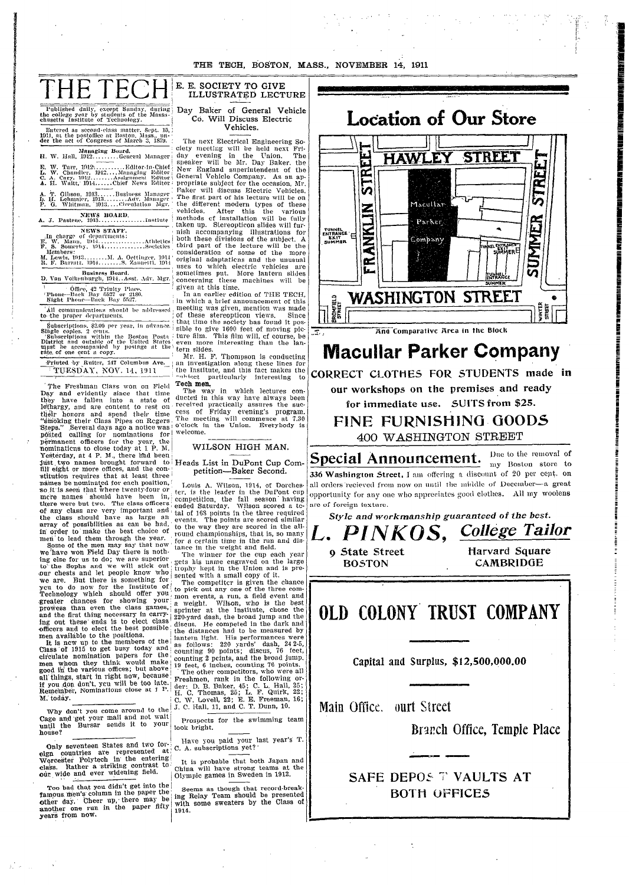# THE TECH

Published daily, except Sunday, during the college year by students of the Massachusetts Institute of Technology.

Entered as second-class matter, Sept. 15, 1911, at the postoffice at Boston, Mass., under the act of Congress of March 3, 1879.

**Managing Board.**

H. W. Hall, 1912........General Manager

E. W. Tarr, 1912..........Editor-in-Chief
L. W. Chandler, 1912....Managing Editor
C. A. Cary, 1912........Assignment Editor
A. H. Waitt, 1914......Chief News Editor

A. T. Gibson, 1913......Business Manager
G. H. Lehmnier, 1913.........Adv. Manager
F. G. Whitman, 1913.....Circulation Mgr.

**NEWS BOARD.**

A. J. Pastene, 1913..................Institute

**NEWS STAFF.**

In charge of departments:
F. W. Mann, 1914....................Athletics
F. S. Somerby, 1914.................Societies

Members:
M. Lewis, 1913..........M. A. Oettinger, 1914
H. F. Barratt, 1914.........S. Zanmetti, 1914

**Business Board.**

D. Van Volkenburgh, 1914...Asst. Adv. Mgr.

Office, 42 Trinity Place.
Phone—Back Bay 5527 or 2180.
Night Phone—Back Bay 5527.

All communications should be addressed to the proper departments.

Subscriptions, $2.00 per year, in advance. Single copies, 2 cents.
Subscriptions within the Boston Postal District and outside of the United States must be accompanied by postage at the rate of one cent a copy.

Printed by Rutter, 147 Columbus Ave.

TUESDAY, NOV. 14, 1911

The Freshman Class won on Field Day and evidently since that time they have fallen into a state of lethargy, and are content to rest on their honors and spend their time "smoking their Class Pipes on Rogers Steps." Several days ago a notice was posted calling for nominations for permanent officers for the year, the nominations to close today at 1 P. M. Yesterday, at 4 P. M., there had been just two names brought forward to fill eight or more offices, and the constitution requires that at least three names be nominated for each position, so it is seen that where twenty-four or more names should have been in, there were but two. The class officers of any class are very important and the class should have as large an array of possibilities as can be had, in order to make the best choice of men to lead them through the year.

Some of the men may say that now we have won Field Day there is nothing else for us to do; we are superior to the Sophs and we will stick out our chests and let people know who we are. But there is something for you to do now for the Institute of Technology which should offer you greater chances for showing your prowess than even the class games, and the first thing necessary in carrying out these ends is to elect class officers and to elect the best possible men available to the positions.

It is now up to the members of the Class of 1915 to get busy today and circulate nomination papers for the men whom they think would make good in the various offices; but above all things, start in right now, because if you don't, you will be too late. Remember, Nominations close at 1 P. M. today.

Why don't you come around to the Cage and get your mail and not wait until the Bursar sends it to your house?

Only seventeen States and two foreign countries are represented at Worcester Polytech in the entering class. Rather a striking contrast to our wide and ever widening field.

Too bad that you didn't get into the famous men's column in the paper the other day. Cheer up, there may be another one run in the paper fifty years from now.

## E. E. SOCIETY TO GIVE ILLUSTRATED LECTURE

### Day Baker of General Vehicle Co. Will Discuss Electric Vehicles.

The next Electrical Engineering Society meeting will be held next Friday evening in the Union. The speaker will be Mr. Day Baker, the New England superintendent of the General Vehicle Company. As an appropriate subject for the occasion, Mr. Baker will discuss Electric Vehicles. The first part of his lecture will be on the different modern types of these vehicles. After this the various methods of installation will be fully taken up. Stereopticon slides will furnish accompanying illustrations for both these divisions of the subject. A third part of the lecture will be the consideration of some of the more original adaptations and the unusual uses to which electric vehicles are sometimes put. More lantern slides concerning these machines will be given at this time.

In an earlier edition of THE TECH, in which a brief announcement of this meeting was given, mention was made of these stereopticon views. Since that time the society has found it possible to give 1600 feet of moving picture film. This film will, of course, be even more interesting than the lantern slides.

Mr. H. F. Thompson is conducting an investigation along these lines for the Institute, and this fact makes the subject particularly interesting to **Tech men.**

The way in which lectures conducted in this way have always been received practically assures the success of Friday evening's program. The meeting will commence at 7.30 o'clock in the Union. Everybody is welcome.

## WILSON HIGH MAN.

### Heads List in DuPont Cup Competition—Baker Second.

Louis A. Wilson, 1914, of Dorchester, is the leader in the DuPont cup competition, the fall season having ended Saturday. Wilson scored a total of 168 points in the three required events. The points are scored similar to the way they are scored in the all-round championships, that is, so many for a certain time in the run and distance in the weight and field.

The winner for the cup each year gets his name engraved on the large trophy kept in the Union and is presented with a small copy of it.

The competitor is given the chance to pick out any one of the three common events, a run, a field event and a weight. Wilson, who is the best sprinter at the Institute, chose the 220-yard dash, the broad jump and the discus. He competed in the dark and the distances had to be measured by lantern light. His performances were as follows: 220 yards' dash, 24 2-5, counting 90 points; discus, 76 feet, counting 2 points, and the broad jump, 19 feet, 6 inches, counting 76 points.

The other competitors, who were all Freshmen, rank in the following order: D. B. Baker, 45; C. L. Hall, 35; H. C. Thomas, 25; L. F. Quirk, 22; C. W. Lovell, 22; E. E. Freeman, 16; J. C. Hall, 11, and C. T. Dunn, 10.

Prospects for the swimming team look bright.

Have you paid your last year's T. C. A. subscriptions yet?

It is probable that both Japan and China will have strong teams at the Olympic games in Sweden in 1912.

Seems as though that record-breaking Relay Team should be presented with some sweaters by the Class of 1914.

# Location of Our Store

HAWLEY STREET — FRANKLIN STREET — SUMMER STREET — WASHINGTON STREET

Macullar Parker Company

TUNNEL ENTRANCE EXIT SUMMER — TUNNEL ENTRANCE SUMMER — BROMFIELD STREET — WINTER STREET

And Comparative Area in the Block

# Macullar Parker Company

**CORRECT CLOTHES FOR STUDENTS made in our workshops on the premises and ready for immediate use. SUITS from $25.**

## FINE FURNISHING GOODS

400 WASHINGTON STREET

## Special Announcement.

Due to the removal of my Boston store to 336 Washington Street, I am offering a discount of 20 per cent. on all orders recieved from now on until the middle of December—a great opportunity for any one who appreciates good clothes. All my woolens are of foreign texture.

*Style and workmanship guaranteed of the best.*

# *L. PINKOS, College Tailor*

9 State Street
BOSTON

Harvard Square
CAMBRIDGE

# OLD COLONY TRUST COMPANY

Capital and Surplus, $12,500,000.00

Main Office. ourt Street

Branch Office, Temple Place

SAFE DEPOS T VAULTS AT BOTH OFFICES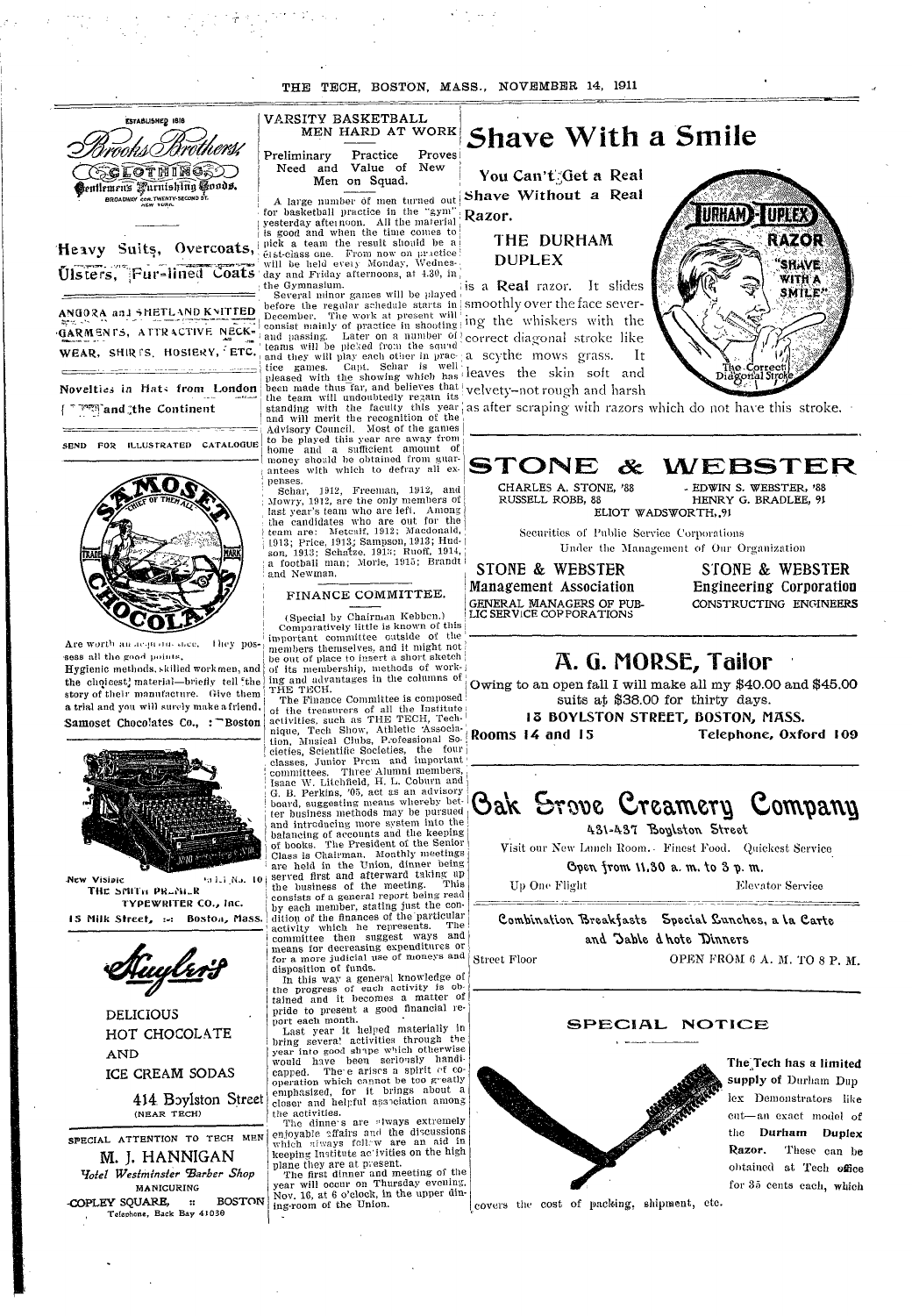ESTABLISHED 1818

Brooks Brothers,

CLOTHING

Gentlemen's Furnishing Goods,

BROADWAY COR. TWENTY-SECOND ST. NEW YORK.

Heavy Suits, Overcoats, Ulsters, Fur-lined Coats

ANGORA and SHETLAND KNITTED GARMENTS, ATTRACTIVE NECKWEAR, SHIRTS, HOSIERY, ETC.

Novelties in Hats from London and the Continent

SEND FOR ILLUSTRATED CATALOGUE

SAMOSET CHIEF OF THEM ALL

TRADE MARK

CHOCOLATES

Are worth an acquaintance. They possess all the good points,

Hygienic methods, skilled workmen, and the choicest material—briefly tell the story of their manufacture. Give them a trial and you will surely make a friend.

Samoset Chocolates Co., :: Boston

New Visible Model No. 10

THE SMITH PREMIER TYPEWRITER CO., Inc.

15 Milk Street, :-: Boston, Mass.

Huyler's

DELICIOUS HOT CHOCOLATE AND ICE CREAM SODAS

414 Boylston Street (NEAR TECH)

SPECIAL ATTENTION TO TECH MEN

M. J. HANNIGAN

Hotel Westminster Barber Shop

MANICURING

COPLEY SQUARE, :: BOSTON

Telephone, Back Bay 41030

## VARSITY BASKETBALL MEN HARD AT WORK

### Preliminary Practice Proves Need and Value of New Men on Squad.

A large number of men turned out for basketball practice in the "gym" yesterday afternoon. All the material is good and when the time comes to pick a team the result should be a first-class one. From now on practice will be held every Monday, Wednesday and Friday afternoons, at 4.30, in the Gymnasium.

Several minor games will be played before the regular schedule starts in December. The work at present will consist mainly of practice in shooting and passing. Later on a number of teams will be picked from the squad and they will play each other in practice games. Capt. Schar is well pleased with the showing which has been made thus far, and believes that the team will undoubtedly regain its standing with the faculty this year and will merit the recognition of the Advisory Council. Most of the games to be played this year are away from home and a sufficient amount of money should be obtained from guarantees with which to defray all expenses.

Schar, 1912, Freeman, 1912, and Mowry, 1912, are the only members of last year's team who are left. Among the candidates who are out for the team are: Metcalf, 1912; Macdonald, 1913; Price, 1913; Sampson, 1913; Hudson, 1913; Schatze, 1915; Ruoff, 1914, a football man; Morle, 1915; Brandt and Newman.

## FINANCE COMMITTEE.

(Special by Chairman Kebben.)

Comparatively little is known of this important committee outside of the members themselves, and it might not be out of place to insert a short sketch of its membership, methods of working and advantages in the columns of THE TECH.

The Finance Committee is composed of the treasurers of all the Institute activities, such as THE TECH, Technique, Tech Show, Athletic Association, Musical Clubs, Professional Societies, Scientific Societies, the four classes, Junior Prom and important committees. Three Alumni members, Isaac W. Litchfield, H. L. Coburn and G. B. Perkins, '05, act as an advisory board, suggesting means whereby better business methods may be pursued and introducing more system into the balancing of accounts and the keeping of books. The President of the Senior Class is Chairman. Monthly meetings are held in the Union, dinner being served first and afterward taking up the business of the meeting. This consists of a general report being read by each member, stating just the condition of the finances of the particular activity which he represents. The committee then suggest ways and means for decreasing expenditures or for a more judicial use of moneys and disposition of funds.

In this way a general knowledge of the progress of each activity is obtained and it becomes a matter of pride to present a good financial report each month.

Last year it helped materially in bringing several activities through the year into good shape which otherwise would have been seriously handicapped. There arises a spirit of co-operation which cannot be too greatly emphasized, for it brings about a closer and helpful association among the activities.

The dinners are always extremely enjoyable affairs and the discussions which always follow are an aid in keeping Institute activities on the high plane they are at present.

The first dinner and meeting of the year will occur on Thursday evening, Nov. 16, at 6 o'clock, in the upper dining-room of the Union.

# Shave With a Smile

**You Can't Get a Real Shave Without a Real Razor.**

**THE DURHAM DUPLEX** is a **Real** razor. It slides smoothly over the face severing the whiskers with the correct diagonal stroke like a scythe mows grass. It leaves the skin soft and velvety—not rough and harsh as after scraping with razors which do not have this stroke.

DURHAM-DUPLEX RAZOR "SHAVE WITH A SMILE" The Correct Diagonal Stroke

# STONE & WEBSTER

CHARLES A. STONE, '88 — EDWIN S. WEBSTER, '88
RUSSELL ROBB, 88 — HENRY G. BRADLEE, 91
ELIOT WADSWORTH, 91

Securities of Public Service Corporations Under the Management of Our Organization

**STONE & WEBSTER Management Association**
GENERAL MANAGERS OF PUBLIC SERVICE CORPORATIONS

**STONE & WEBSTER Engineering Corporation**
CONSTRUCTING ENGINEERS

# A. G. MORSE, Tailor

Owing to an open fall I will make all my $40.00 and $45.00 suits at $38.00 for thirty days.

**15 BOYLSTON STREET, BOSTON, MASS.**

**Rooms 14 and 15** — **Telephone, Oxford 109**

# Oak Grove Creamery Company

431-437 Boylston Street

Visit our New Lunch Room. Finest Food. Quickest Service

Open from 11.30 a. m. to 3 p. m.

Up One Flight — Elevator Service

Combination Breakfasts Special Lunches, a la Carte and Table d'hote Dinners

Street Floor — OPEN FROM 6 A. M. TO 8 P. M.

## SPECIAL NOTICE

The Tech has a limited supply of Durham Duplex Demonstrators like cut—an exact model of the **Durham Duplex Razor.** These can be obtained at Tech office for 35 cents each, which covers the cost of packing, shipment, etc.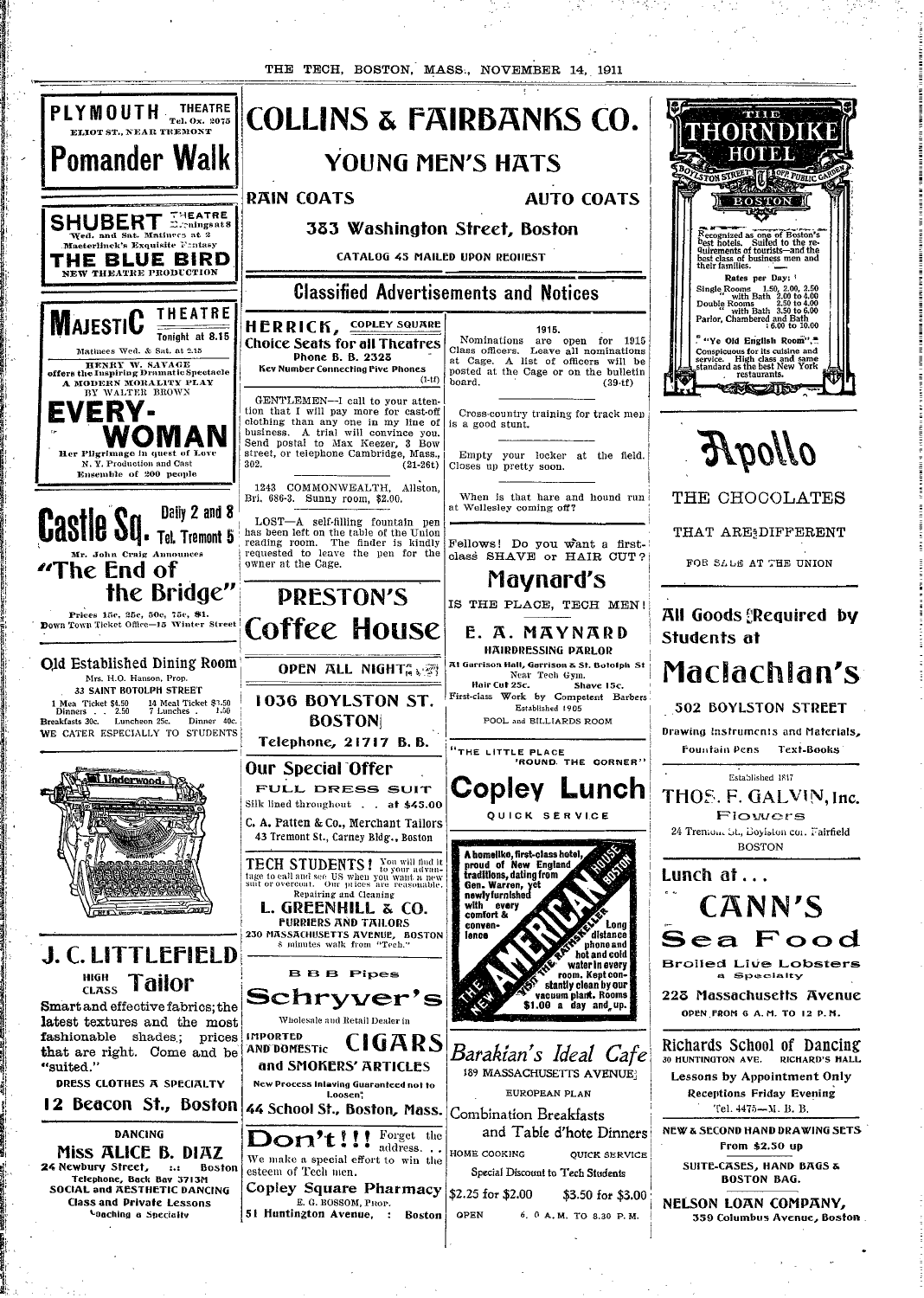**PLYMOUTH THEATRE** Tel. Ox. 2075
ELIOT ST., NEAR TREMONT

# Pomander Walk

**SHUBERT THEATRE** Evenings at 8
Wed. and Sat. Matinees at 2
Maeterlinck's Exquisite Fantasy

## THE BLUE BIRD

NEW THEATRE PRODUCTION

**MAJESTIC THEATRE** Tonight at 8.15
Matinees Wed. & Sat. at 2.15

HENRY W. SAVAGE
offers the Inspiring Dramatic Spectacle
A MODERN MORALITY PLAY
BY WALTER BROWN

# EVERY-WOMAN

Her Pilgrimage in quest of Love
N. Y. Production and Cast
Ensemble of 200 people

**Castle Sq.** Daily 2 and 8 Tel. Tremont 5

Mr. John Craig Announces

## "The End of the Bridge"

Prices 15c, 25c, 50c, 75c, $1.
Down Town Ticket Office—15 Winter Street

**Old Established Dining Room**
Mrs. H.O. Hanson, Prop.
33 SAINT BOTOLPH STREET

| | |
|---|---|
| 1 Mea Ticket $4.50 | 14 Meal Ticket $1.50 |
| Dinners . . 2.50 | 7 Lunches . . 1.50 |

Breakfasts 30c. Luncheon 25c. Dinner 40c.
WE CATER ESPECIALLY TO STUDENTS

# J. C. LITTLEFIELD

**HIGH CLASS Tailor**

Smart and effective fabrics; the latest textures and the most fashionable shades; prices that are right. Come and be "suited."

DRESS CLOTHES A SPECIALTY

**12 Beacon St., Boston**

DANCING
**Miss ALICE B. DIAZ**
24 Newbury Street, : : Boston
Telephone, Back Bay 3713M
SOCIAL and AESTHETIC DANCING
Class and Private Lessons
Coaching a Specialty

# COLLINS & FAIRBANKS CO.

## YOUNG MEN'S HATS

RAIN COATS AUTO COATS

**383 Washington Street, Boston**

CATALOG 45 MAILED UPON REQUEST

## Classified Advertisements and Notices

**HERRICK, COPLEY SQUARE**
**Choice Seats for all Theatres**
Phone B. B. 2328
Key Number Connecting Five Phones
(1-tf)

GENTLEMEN—I call to your attention that I will pay more for cast-off clothing than any one in my line of business. A trial will convince you. Send postal to Max Keezer, 3 Bow street, or telephone Cambridge, Mass., 302. (21-26t)

1243 COMMONWEALTH, Allston, Bri. 686-3. Sunny room, $2.00.

LOST—A self-filling fountain pen has been left on the table of the Union reading room. The finder is kindly requested to leave the pen for the owner at the Cage.

1915.
Nominations are open for 1915 Class officers. Leave all nominations at Cage. A list of officers will be posted at the Cage or on the bulletin board. (39-tf)

Cross-country training for track men is a good stunt.

Empty your locker at the field. Closes up pretty soon.

When is that hare and hound run at Wellesley coming off?

**PRESTON'S Coffee House**

OPEN ALL NIGHT

**1036 BOYLSTON ST. BOSTON**

Telephone, 21717 B. B.

Fellows! Do you want a first-class SHAVE or HAIR CUT?

## Maynard's

IS THE PLACE, TECH MEN!

**E. A. MAYNARD**
HAIRDRESSING PARLOR
At Garrison Hall, Garrison & St. Botolph St
Near Tech Gym.
Hair Cut 25c. Shave 15c.
First-class Work by Competent Barbers
Established 1905
POOL and BILLIARDS ROOM

**Our Special Offer**
FULL DRESS SUIT
Silk lined throughout . . at $45.00
C. A. Patten & Co., Merchant Tailors
43 Tremont St., Carney Bldg., Boston

"THE LITTLE PLACE 'ROUND THE CORNER"

## Copley Lunch

QUICK SERVICE

**TECH STUDENTS!** You will find it to your advantage to call and see US when you want a new suit or overcoat. Our prices are reasonable.
Repairing and Cleaning
**L. GREENHILL & CO.**
FURRIERS AND TAILORS
230 MASSACHUSETTS AVENUE, BOSTON
5 minutes walk from "Tech."

THE NEW AMERICAN HOUSE BOSTON — VISIT THE RATHSKELLER
A homelike, first-class hotel, proud of New England traditions, dating from Gen. Warren, yet newly furnished with every comfort & convenience. Long distance phone and hot and cold water in every room. Kept constantly clean by our vacuum plant. Rooms $1.00 a day and up.

B B B Pipes

## Schryver's

Wholesale and Retail Dealer in
IMPORTED AND DOMESTIC **CIGARS**
and SMOKERS' ARTICLES
New Process Inlaying Guaranteed not to Loosen
**44 School St., Boston, Mass.**

*Barakian's Ideal Cafe*
189 MASSACHUSETTS AVENUE
EUROPEAN PLAN
Combination Breakfasts
and Table d'hote Dinners
HOME COOKING QUICK SERVICE
Special Discount to Tech Students
$2.25 for $2.00 $3.50 for $3.00
OPEN 6. 0 A. M. TO 8.30 P. M.

**Don't!!!** Forget the address. . .
We make a special effort to win the esteem of Tech men.
**Copley Square Pharmacy**
E. G. BOSSOM, Prop.
51 Huntington Avenue, : Boston

**THE THORNDIKE HOTEL**
BOYLSTON STREET OPP PUBLIC GARDEN
BOSTON

Recognized as one of Boston's best hotels. Suited to the requirements of tourists—and the best class of business men and their families.

Rates per Day:

| | |
|---|---|
| Single Rooms | 1.50, 2.00, 2.50 |
| " with Bath | 2.00 to 4.00 |
| Double Rooms | 2.50 to 4.00 |
| " with Bath | 3.50 to 6.00 |
| Parlor, Chambered and Bath | 6.00 to 10.00 |

"Ye Old English Room"
Conspicuous for its cuisine and service. High class and same standard as the best New York restaurants.

# Apollo

THE CHOCOLATES

THAT ARE DIFFERENT

FOR SALE AT THE UNION

**All Goods Required by Students at**

# Maclachlan's

**502 BOYLSTON STREET**

Drawing Instruments and Materials,
Fountain Pens Text-Books

Established 1847
**THOS. F. GALVIN, Inc.**
Flowers
24 Tremont St., Boylston cor. Fairfield
BOSTON

**Lunch at . . .**

# CANN'S Sea Food

Broiled Live Lobsters
a Specialty

**228 Massachusetts Avenue**
OPEN FROM 6 A. M. TO 12 P. M.

**Richards School of Dancing**
30 HUNTINGTON AVE. RICHARD'S HALL
Lessons by Appointment Only
Receptions Friday Evening
Tel. 4475—M. B. B.

NEW & SECOND HAND DRAWING SETS
From $2.50 up

SUITE-CASES, HAND BAGS & BOSTON BAG.

**NELSON LOAN COMPANY,**
359 Columbus Avenue, Boston